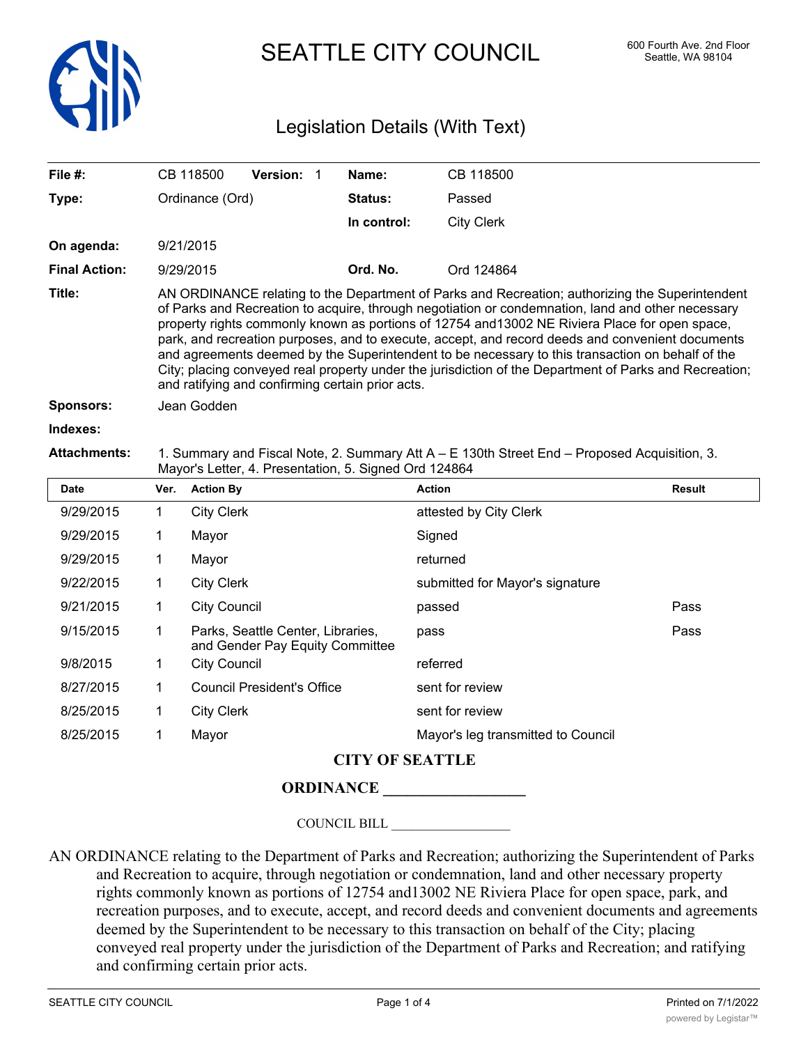# SEATTLE CITY COUNCIL

600 Fourth Ave. 2nd Floor
Seattle, WA 98104

## Legislation Details (With Text)

| | | | |
|---|---|---|---|
| **File #:** | CB 118500 **Version:** 1 | **Name:** | CB 118500 |
| **Type:** | Ordinance (Ord) | **Status:** | Passed |
| | | **In control:** | City Clerk |
| **On agenda:** | 9/21/2015 | | |
| **Final Action:** | 9/29/2015 | **Ord. No.** | Ord 124864 |

**Title:** AN ORDINANCE relating to the Department of Parks and Recreation; authorizing the Superintendent of Parks and Recreation to acquire, through negotiation or condemnation, land and other necessary property rights commonly known as portions of 12754 and13002 NE Riviera Place for open space, park, and recreation purposes, and to execute, accept, and record deeds and convenient documents and agreements deemed by the Superintendent to be necessary to this transaction on behalf of the City; placing conveyed real property under the jurisdiction of the Department of Parks and Recreation; and ratifying and confirming certain prior acts.

**Sponsors:** Jean Godden

**Indexes:**

**Attachments:** 1. Summary and Fiscal Note, 2. Summary Att A – E 130th Street End – Proposed Acquisition, 3. Mayor's Letter, 4. Presentation, 5. Signed Ord 124864

| Date | Ver. | Action By | Action | Result |
|---|---|---|---|---|
| 9/29/2015 | 1 | City Clerk | attested by City Clerk | |
| 9/29/2015 | 1 | Mayor | Signed | |
| 9/29/2015 | 1 | Mayor | returned | |
| 9/22/2015 | 1 | City Clerk | submitted for Mayor's signature | |
| 9/21/2015 | 1 | City Council | passed | Pass |
| 9/15/2015 | 1 | Parks, Seattle Center, Libraries, and Gender Pay Equity Committee | pass | Pass |
| 9/8/2015 | 1 | City Council | referred | |
| 8/27/2015 | 1 | Council President's Office | sent for review | |
| 8/25/2015 | 1 | City Clerk | sent for review | |
| 8/25/2015 | 1 | Mayor | Mayor's leg transmitted to Council | |

**CITY OF SEATTLE**

**ORDINANCE __________________**

COUNCIL BILL __________________

AN ORDINANCE relating to the Department of Parks and Recreation; authorizing the Superintendent of Parks and Recreation to acquire, through negotiation or condemnation, land and other necessary property rights commonly known as portions of 12754 and13002 NE Riviera Place for open space, park, and recreation purposes, and to execute, accept, and record deeds and convenient documents and agreements deemed by the Superintendent to be necessary to this transaction on behalf of the City; placing conveyed real property under the jurisdiction of the Department of Parks and Recreation; and ratifying and confirming certain prior acts.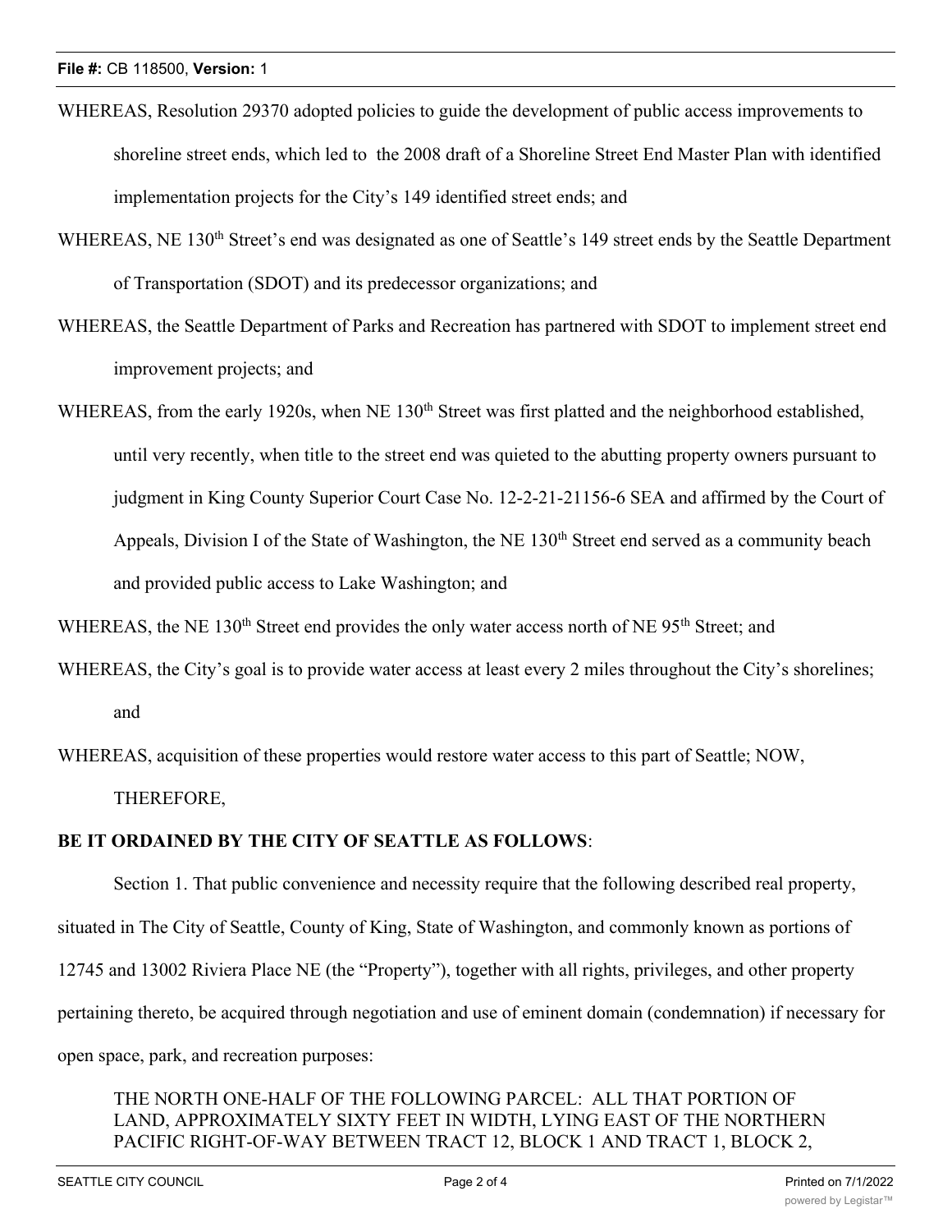WHEREAS, Resolution 29370 adopted policies to guide the development of public access improvements to shoreline street ends, which led to the 2008 draft of a Shoreline Street End Master Plan with identified implementation projects for the City's 149 identified street ends; and

WHEREAS, NE 130th Street's end was designated as one of Seattle's 149 street ends by the Seattle Department of Transportation (SDOT) and its predecessor organizations; and

WHEREAS, the Seattle Department of Parks and Recreation has partnered with SDOT to implement street end improvement projects; and

WHEREAS, from the early 1920s, when NE 130th Street was first platted and the neighborhood established, until very recently, when title to the street end was quieted to the abutting property owners pursuant to judgment in King County Superior Court Case No. 12-2-21-21156-6 SEA and affirmed by the Court of Appeals, Division I of the State of Washington, the NE 130th Street end served as a community beach and provided public access to Lake Washington; and

WHEREAS, the NE 130th Street end provides the only water access north of NE 95th Street; and

WHEREAS, the City's goal is to provide water access at least every 2 miles throughout the City's shorelines; and

WHEREAS, acquisition of these properties would restore water access to this part of Seattle; NOW, THEREFORE,

**BE IT ORDAINED BY THE CITY OF SEATTLE AS FOLLOWS**:

Section 1. That public convenience and necessity require that the following described real property, situated in The City of Seattle, County of King, State of Washington, and commonly known as portions of 12745 and 13002 Riviera Place NE (the "Property"), together with all rights, privileges, and other property pertaining thereto, be acquired through negotiation and use of eminent domain (condemnation) if necessary for open space, park, and recreation purposes:

THE NORTH ONE-HALF OF THE FOLLOWING PARCEL: ALL THAT PORTION OF LAND, APPROXIMATELY SIXTY FEET IN WIDTH, LYING EAST OF THE NORTHERN PACIFIC RIGHT-OF-WAY BETWEEN TRACT 12, BLOCK 1 AND TRACT 1, BLOCK 2,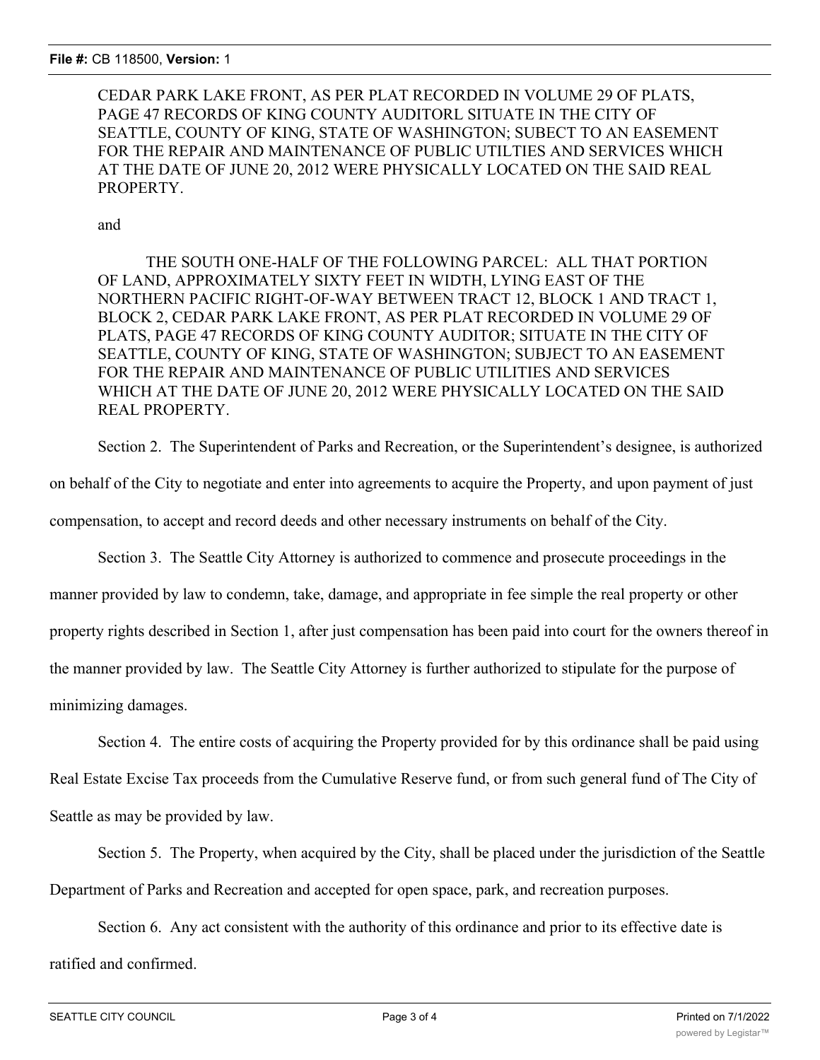CEDAR PARK LAKE FRONT, AS PER PLAT RECORDED IN VOLUME 29 OF PLATS, PAGE 47 RECORDS OF KING COUNTY AUDITORL SITUATE IN THE CITY OF SEATTLE, COUNTY OF KING, STATE OF WASHINGTON; SUBECT TO AN EASEMENT FOR THE REPAIR AND MAINTENANCE OF PUBLIC UTILTIES AND SERVICES WHICH AT THE DATE OF JUNE 20, 2012 WERE PHYSICALLY LOCATED ON THE SAID REAL PROPERTY.

and

THE SOUTH ONE-HALF OF THE FOLLOWING PARCEL: ALL THAT PORTION OF LAND, APPROXIMATELY SIXTY FEET IN WIDTH, LYING EAST OF THE NORTHERN PACIFIC RIGHT-OF-WAY BETWEEN TRACT 12, BLOCK 1 AND TRACT 1, BLOCK 2, CEDAR PARK LAKE FRONT, AS PER PLAT RECORDED IN VOLUME 29 OF PLATS, PAGE 47 RECORDS OF KING COUNTY AUDITOR; SITUATE IN THE CITY OF SEATTLE, COUNTY OF KING, STATE OF WASHINGTON; SUBJECT TO AN EASEMENT FOR THE REPAIR AND MAINTENANCE OF PUBLIC UTILITIES AND SERVICES WHICH AT THE DATE OF JUNE 20, 2012 WERE PHYSICALLY LOCATED ON THE SAID REAL PROPERTY.

Section 2. The Superintendent of Parks and Recreation, or the Superintendent's designee, is authorized on behalf of the City to negotiate and enter into agreements to acquire the Property, and upon payment of just compensation, to accept and record deeds and other necessary instruments on behalf of the City.

Section 3. The Seattle City Attorney is authorized to commence and prosecute proceedings in the manner provided by law to condemn, take, damage, and appropriate in fee simple the real property or other property rights described in Section 1, after just compensation has been paid into court for the owners thereof in the manner provided by law. The Seattle City Attorney is further authorized to stipulate for the purpose of minimizing damages.

Section 4. The entire costs of acquiring the Property provided for by this ordinance shall be paid using Real Estate Excise Tax proceeds from the Cumulative Reserve fund, or from such general fund of The City of Seattle as may be provided by law.

Section 5. The Property, when acquired by the City, shall be placed under the jurisdiction of the Seattle Department of Parks and Recreation and accepted for open space, park, and recreation purposes.

Section 6. Any act consistent with the authority of this ordinance and prior to its effective date is ratified and confirmed.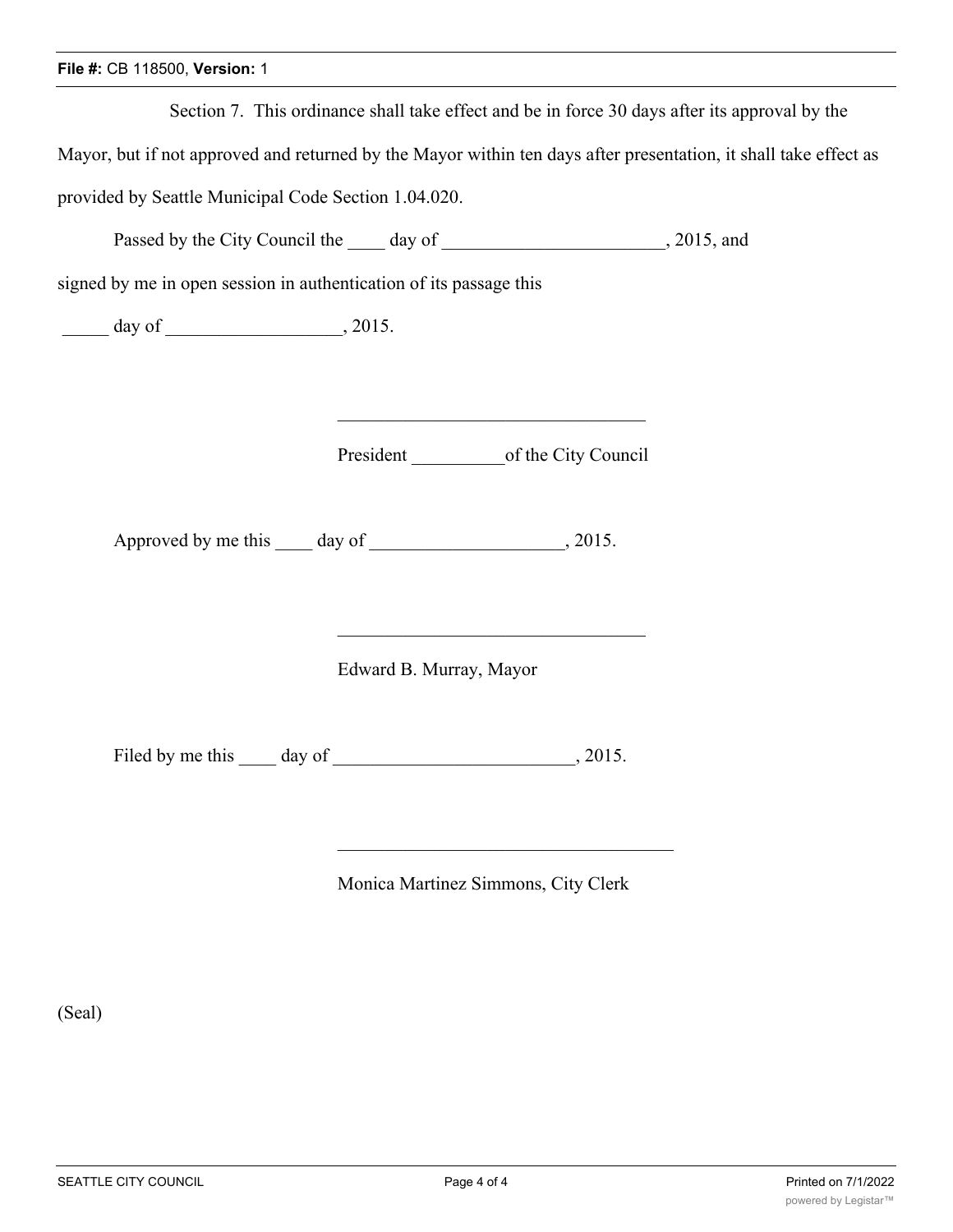Section 7. This ordinance shall take effect and be in force 30 days after its approval by the Mayor, but if not approved and returned by the Mayor within ten days after presentation, it shall take effect as provided by Seattle Municipal Code Section 1.04.020.

Passed by the City Council the ____ day of ________________________, 2015, and signed by me in open session in authentication of its passage this

_____ day of ___________________, 2015.

_________________________________

President __________of the City Council

Approved by me this ____ day of ____________________, 2015.

_________________________________

Edward B. Murray, Mayor

Filed by me this ____ day of _________________________, 2015.

____________________________________

Monica Martinez Simmons, City Clerk

(Seal)